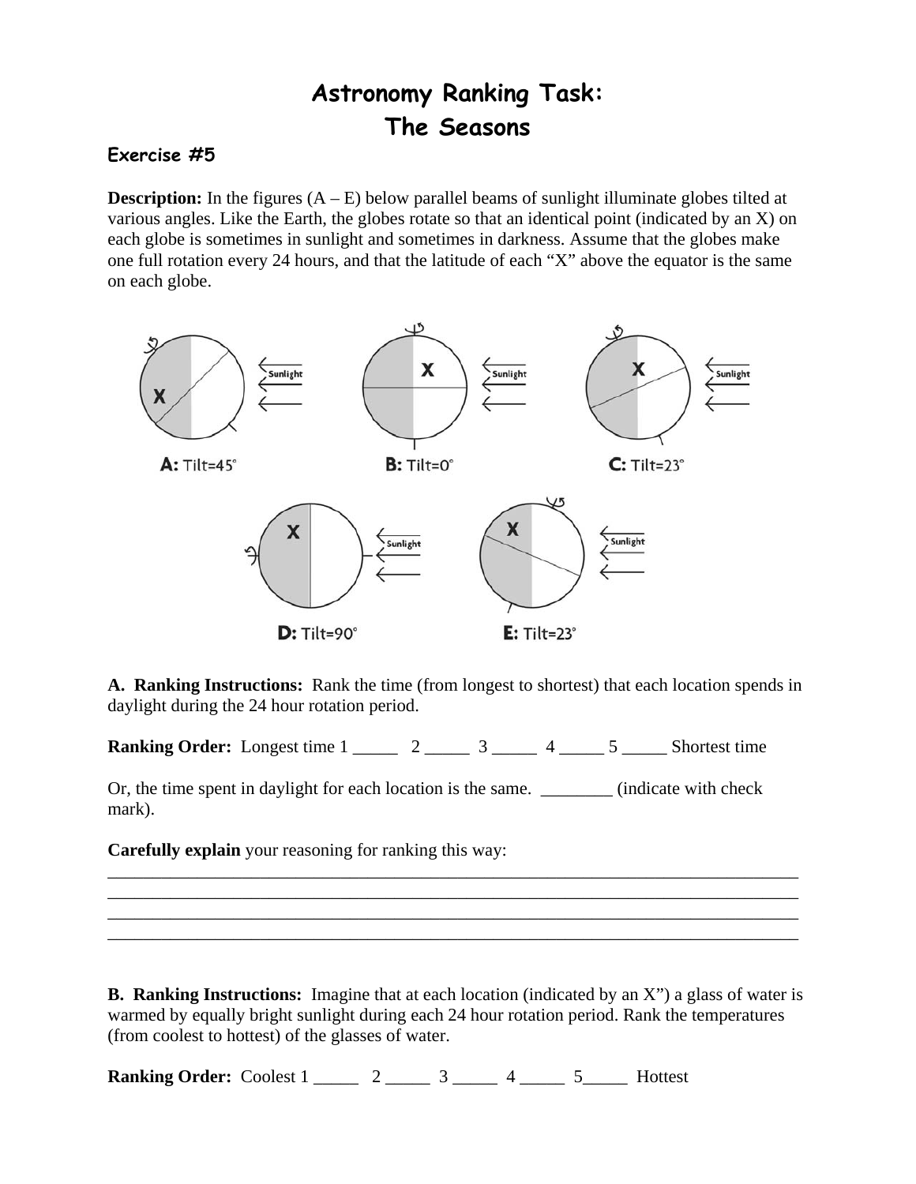# Astronomy Ranking Task: The Seasons

### Exercise #5

**Description:** In the figures (A – E) below parallel beams of sunlight illuminate globes tilted at various angles. Like the Earth, the globes rotate so that an identical point (indicated by an X) on each globe is sometimes in sunlight and sometimes in darkness. Assume that the globes make one full rotation every 24 hours, and that the latitude of each "X" above the equator is the same on each globe.

**A:** Tilt=45°

**B:** Tilt=0°

**C:** Tilt=23°

**D:** Tilt=90°

**E:** Tilt=23°

**A. Ranking Instructions:** Rank the time (from longest to shortest) that each location spends in daylight during the 24 hour rotation period.

**Ranking Order:** Longest time 1 _____ 2 _____ 3 _____ 4 _____ 5 _____ Shortest time

Or, the time spent in daylight for each location is the same. ________ (indicate with check mark).

**Carefully explain** your reasoning for ranking this way:

_______________________________________________________________________________
_______________________________________________________________________________
_______________________________________________________________________________
_______________________________________________________________________________

**B. Ranking Instructions:** Imagine that at each location (indicated by an X") a glass of water is warmed by equally bright sunlight during each 24 hour rotation period. Rank the temperatures (from coolest to hottest) of the glasses of water.

**Ranking Order:** Coolest 1 _____ 2 _____ 3 _____ 4 _____ 5_____ Hottest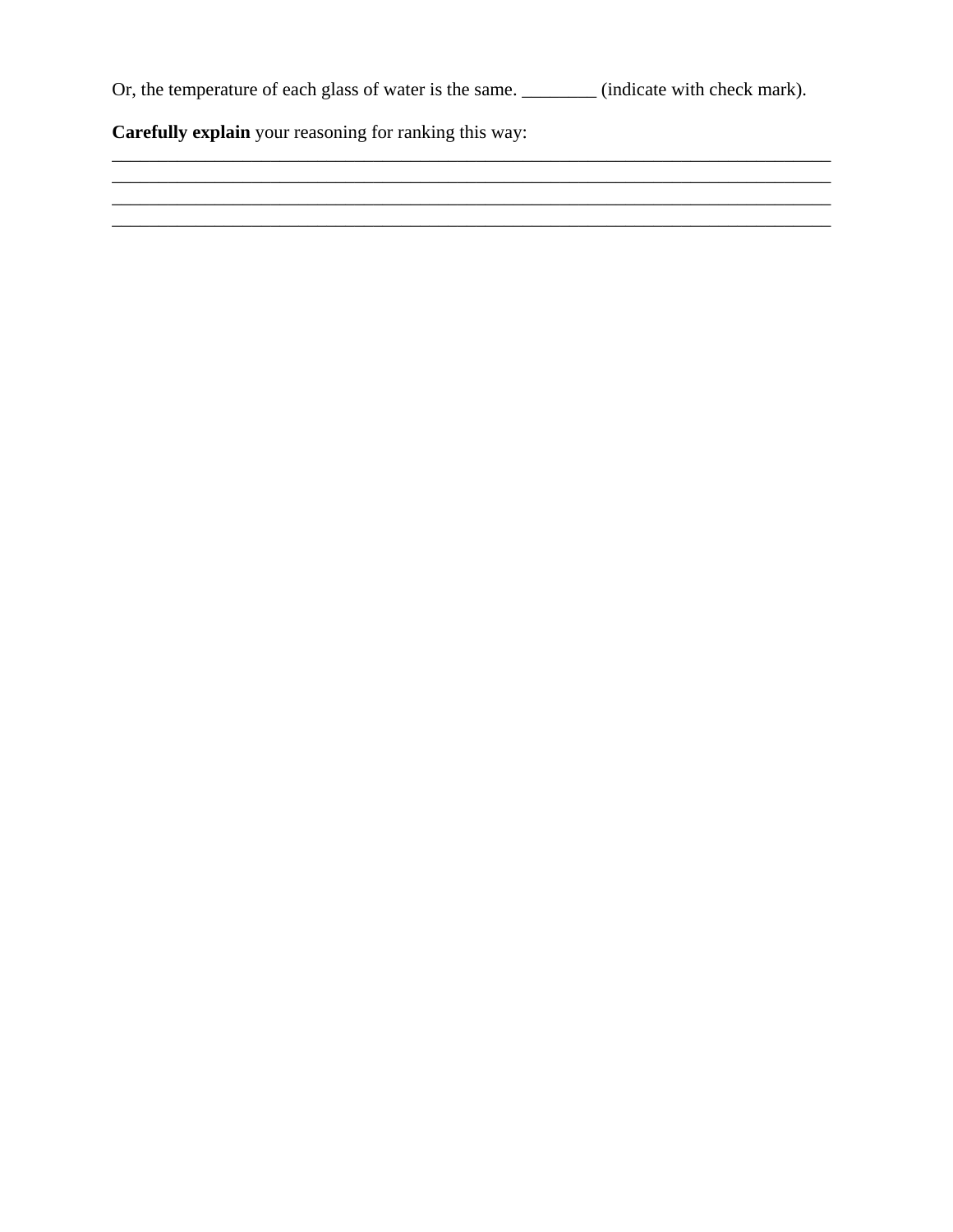Or, the temperature of each glass of water is the same. ________ (indicate with check mark).

**Carefully explain** your reasoning for ranking this way:
_____________________________________________________________________________
_____________________________________________________________________________
_____________________________________________________________________________
_____________________________________________________________________________